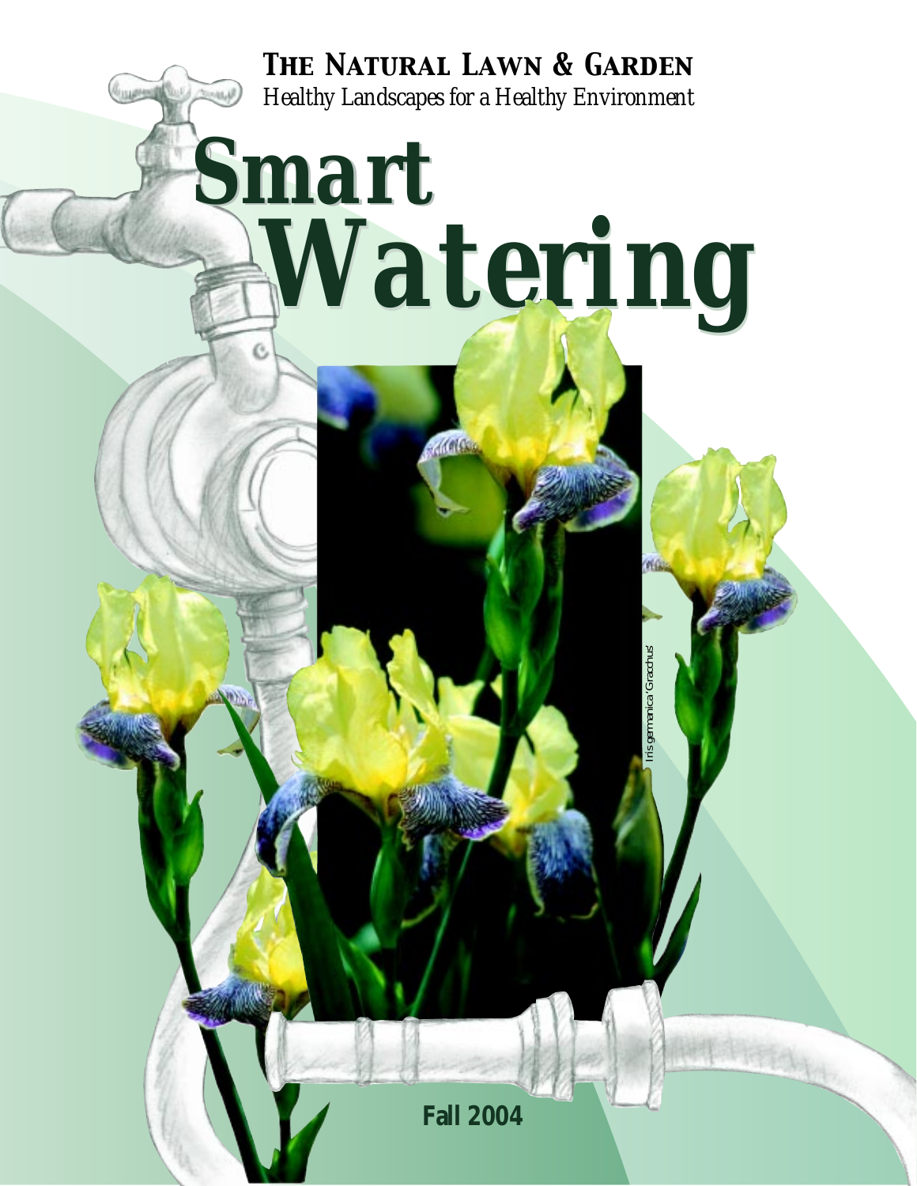# THE NATURAL LAWN & GARDEN

*Healthy Landscapes for a Healthy Environment*

# Smart Watering

*Iris germanica 'Gracchus'*

**Fall 2004**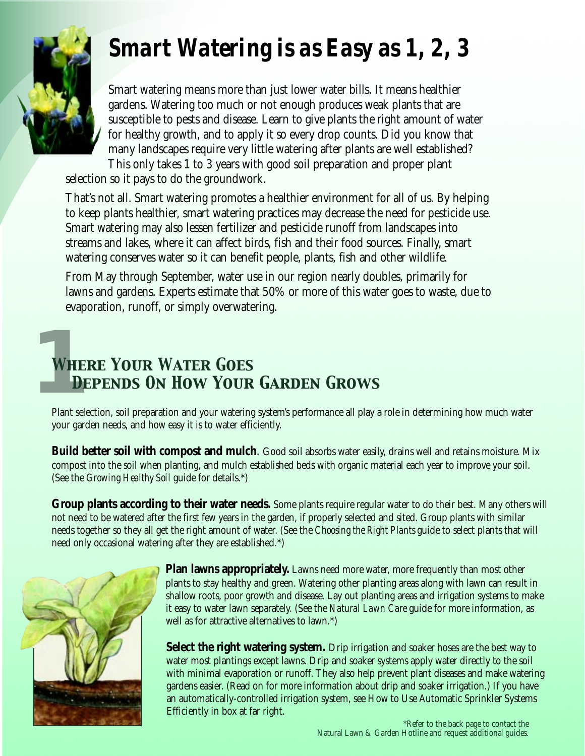# Smart Watering is as Easy as 1, 2, 3

Smart watering means more than just lower water bills. It means healthier gardens. Watering too much or not enough produces weak plants that are susceptible to pests and disease. Learn to give plants the right amount of water for healthy growth, and to apply it so every drop counts. Did you know that many landscapes require very little watering after plants are well established? This only takes 1 to 3 years with good soil preparation and proper plant selection so it pays to do the groundwork.

That's not all. Smart watering promotes a healthier environment for all of us. By helping to keep plants healthier, smart watering practices may decrease the need for pesticide use. Smart watering may also lessen fertilizer and pesticide runoff from landscapes into streams and lakes, where it can affect birds, fish and their food sources. Finally, smart watering conserves water so it can benefit people, plants, fish and other wildlife.

From May through September, water use in our region nearly doubles, primarily for lawns and gardens. Experts estimate that 50% or more of this water goes to waste, due to evaporation, runoff, or simply overwatering.

## 1 Where Your Water Goes Depends On How Your Garden Grows

Plant selection, soil preparation and your watering system's performance all play a role in determining how much water your garden needs, and how easy it is to water efficiently.

**Build better soil with compost and mulch**. Good soil absorbs water easily, drains well and retains moisture. Mix compost into the soil when planting, and mulch established beds with organic material each year to improve your soil. (See the *Growing Healthy Soil* guide for details.*)

**Group plants according to their water needs.** Some plants require regular water to do their best. Many others will not need to be watered after the first few years in the garden, if properly selected and sited. Group plants with similar needs together so they all get the right amount of water. (See the *Choosing the Right Plants* guide to select plants that will need only occasional watering after they are established.*)

**Plan lawns appropriately.** Lawns need more water, more frequently than most other plants to stay healthy and green. Watering other planting areas along with lawn can result in shallow roots, poor growth and disease. Lay out planting areas and irrigation systems to make it easy to water lawn separately. (See the *Natural Lawn Care* guide for more information, as well as for attractive alternatives to lawn.*)

**Select the right watering system.** Drip irrigation and soaker hoses are the best way to water most plantings except lawns. Drip and soaker systems apply water directly to the soil with minimal evaporation or runoff. They also help prevent plant diseases and make watering gardens easier. (Read on for more information about drip and soaker irrigation.) If you have an automatically-controlled irrigation system, see How to Use Automatic Sprinkler Systems Efficiently in box at far right.

*Refer to the back page to contact the Natural Lawn & Garden Hotline and request additional guides.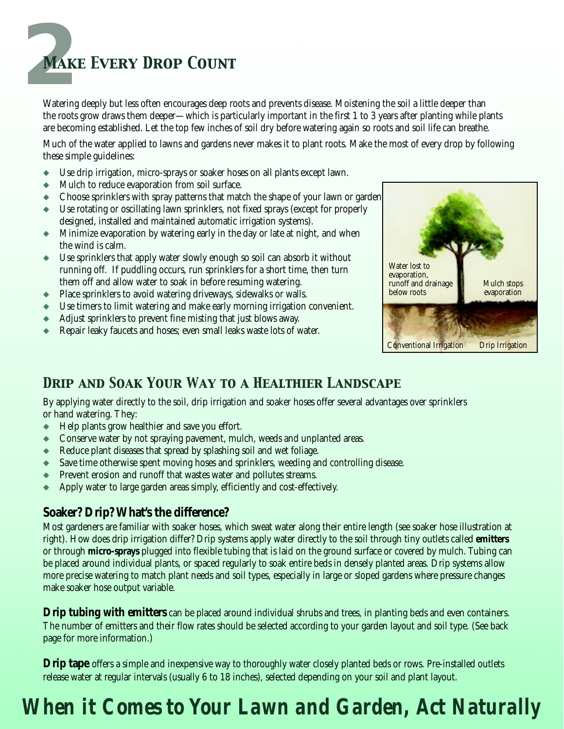# 2 Make Every Drop Count

Watering deeply but less often encourages deep roots and prevents disease. Moistening the soil a little deeper than the roots grow draws them deeper—which is particularly important in the first 1 to 3 years after planting while plants are becoming established. Let the top few inches of soil dry before watering again so roots and soil life can breathe.

Much of the water applied to lawns and gardens never makes it to plant roots. Make the most of every drop by following these simple guidelines:

- Use drip irrigation, micro-sprays or soaker hoses on all plants except lawn.
- Mulch to reduce evaporation from soil surface.
- Choose sprinklers with spray patterns that match the shape of your lawn or garden.
- Use rotating or oscillating lawn sprinklers, not fixed sprays (except for properly designed, installed and maintained automatic irrigation systems).
- Minimize evaporation by watering early in the day or late at night, and when the wind is calm.
- Use sprinklers that apply water slowly enough so soil can absorb it without running off. If puddling occurs, run sprinklers for a short time, then turn them off and allow water to soak in before resuming watering.
- Place sprinklers to avoid watering driveways, sidewalks or walls.
- Use timers to limit watering and make early morning irrigation convenient.
- Adjust sprinklers to prevent fine misting that just blows away.
- Repair leaky faucets and hoses; even small leaks waste lots of water.

Water lost to evaporation, runoff and drainage below roots

Mulch stops evaporation

Conventional Irrigation — Drip Irrigation

## Drip and Soak Your Way to a Healthier Landscape

By applying water directly to the soil, drip irrigation and soaker hoses offer several advantages over sprinklers or hand watering. They:

- Help plants grow healthier and save you effort.
- Conserve water by not spraying pavement, mulch, weeds and unplanted areas.
- Reduce plant diseases that spread by splashing soil and wet foliage.
- Save time otherwise spent moving hoses and sprinklers, weeding and controlling disease.
- Prevent erosion and runoff that wastes water and pollutes streams.
- Apply water to large garden areas simply, efficiently and cost-effectively.

### Soaker? Drip? What's the difference?

Most gardeners are familiar with soaker hoses, which sweat water along their entire length (see soaker hose illustration at right). How does drip irrigation differ? Drip systems apply water directly to the soil through tiny outlets called **emitters** or through **micro-sprays** plugged into flexible tubing that is laid on the ground surface or covered by mulch. Tubing can be placed around individual plants, or spaced regularly to soak entire beds in densely planted areas. Drip systems allow more precise watering to match plant needs and soil types, especially in large or sloped gardens where pressure changes make soaker hose output variable.

**Drip tubing with emitters** can be placed around individual shrubs and trees, in planting beds and even containers. The number of emitters and their flow rates should be selected according to your garden layout and soil type. (See back page for more information.)

**Drip tape** offers a simple and inexpensive way to thoroughly water closely planted beds or rows. Pre-installed outlets release water at regular intervals (usually 6 to 18 inches), selected depending on your soil and plant layout.

**When it Comes to Your Lawn and Garden, Act Naturally**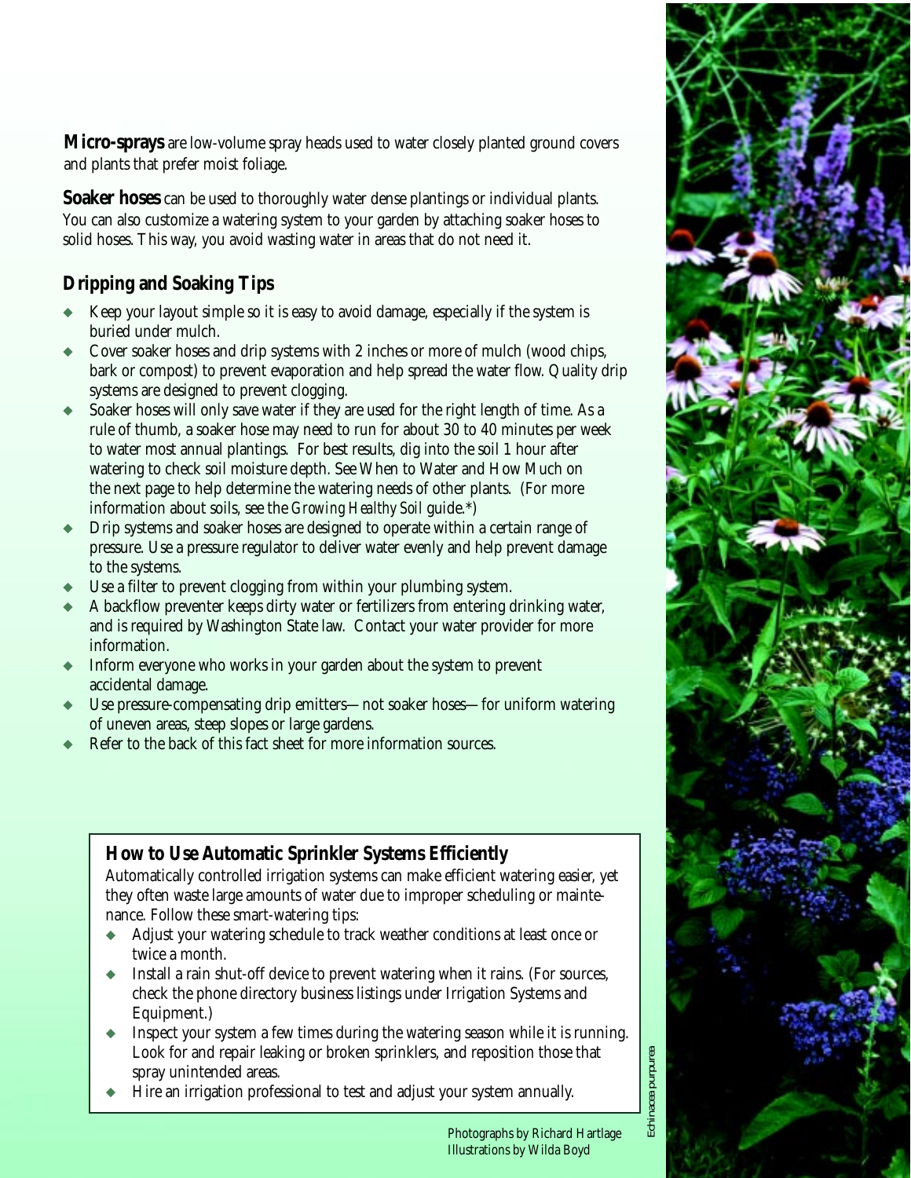**Micro-sprays** are low-volume spray heads used to water closely planted ground covers and plants that prefer moist foliage.

**Soaker hoses** can be used to thoroughly water dense plantings or individual plants. You can also customize a watering system to your garden by attaching soaker hoses to solid hoses. This way, you avoid wasting water in areas that do not need it.

## Dripping and Soaking Tips

- Keep your layout simple so it is easy to avoid damage, especially if the system is buried under mulch.
- Cover soaker hoses and drip systems with 2 inches or more of mulch (wood chips, bark or compost) to prevent evaporation and help spread the water flow. Quality drip systems are designed to prevent clogging.
- Soaker hoses will only save water if they are used for the right length of time. As a rule of thumb, a soaker hose may need to run for about 30 to 40 minutes per week to water most annual plantings. For best results, dig into the soil 1 hour after watering to check soil moisture depth. See When to Water and How Much on the next page to help determine the watering needs of other plants. (For more information about soils, see the *Growing Healthy Soil* guide.*)
- Drip systems and soaker hoses are designed to operate within a certain range of pressure. Use a pressure regulator to deliver water evenly and help prevent damage to the systems.
- Use a filter to prevent clogging from within your plumbing system.
- A backflow preventer keeps dirty water or fertilizers from entering drinking water, and is required by Washington State law. Contact your water provider for more information.
- Inform everyone who works in your garden about the system to prevent accidental damage.
- Use pressure-compensating drip emitters—not soaker hoses—for uniform watering of uneven areas, steep slopes or large gardens.
- Refer to the back of this fact sheet for more information sources.

### How to Use Automatic Sprinkler Systems Efficiently

Automatically controlled irrigation systems can make efficient watering easier, yet they often waste large amounts of water due to improper scheduling or maintenance. Follow these smart-watering tips:

- Adjust your watering schedule to track weather conditions at least once or twice a month.
- Install a rain shut-off device to prevent watering when it rains. (For sources, check the phone directory business listings under Irrigation Systems and Equipment.)
- Inspect your system a few times during the watering season while it is running. Look for and repair leaking or broken sprinklers, and reposition those that spray unintended areas.
- Hire an irrigation professional to test and adjust your system annually.

*Echinacea purpurea*

Photographs by Richard Hartlage
Illustrations by Wilda Boyd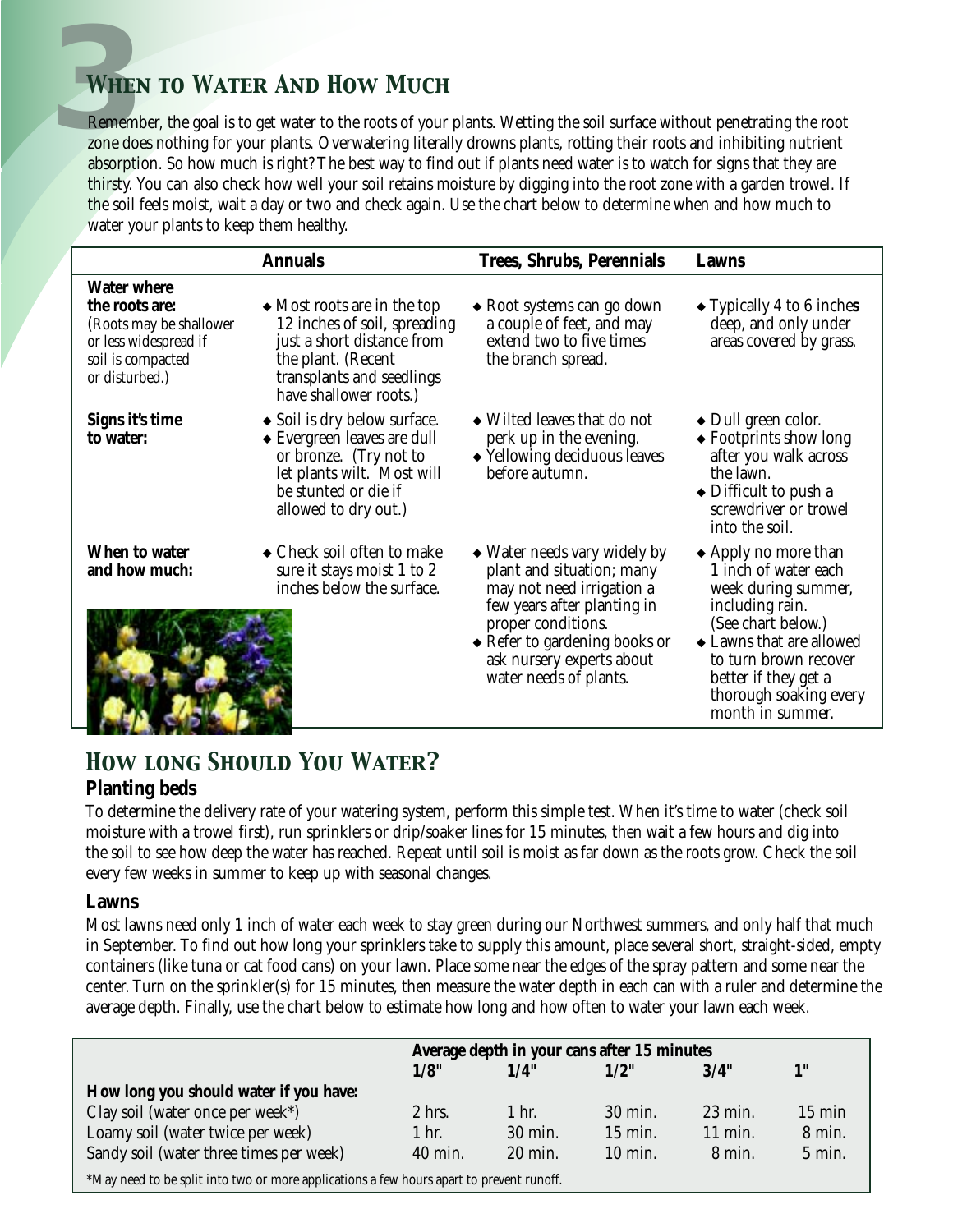# 3 When to Water And How Much

Remember, the goal is to get water to the roots of your plants. Wetting the soil surface without penetrating the root zone does nothing for your plants. Overwatering literally drowns plants, rotting their roots and inhibiting nutrient absorption. So how much is right? The best way to find out if plants need water is to watch for signs that they are thirsty. You can also check how well your soil retains moisture by digging into the root zone with a garden trowel. If the soil feels moist, wait a day or two and check again. Use the chart below to determine when and how much to water your plants to keep them healthy.

| | Annuals | Trees, Shrubs, Perennials | Lawns |
|---|---|---|---|
| **Water where the roots are:** (Roots may be shallower or less widespread if soil is compacted or disturbed.) | ◆ Most roots are in the top 12 inches of soil, spreading just a short distance from the plant. (Recent transplants and seedlings have shallower roots.) | ◆ Root systems can go down a couple of feet, and may extend two to five times the branch spread. | ◆ Typically 4 to 6 inches deep, and only under areas covered by grass. |
| **Signs it's time to water:** | ◆ Soil is dry below surface.<br>◆ Evergreen leaves are dull or bronze. (Try not to let plants wilt. Most will be stunted or die if allowed to dry out.) | ◆ Wilted leaves that do not perk up in the evening.<br>◆ Yellowing deciduous leaves before autumn. | ◆ Dull green color.<br>◆ Footprints show long after you walk across the lawn.<br>◆ Difficult to push a screwdriver or trowel into the soil. |
| **When to water and how much:** | ◆ Check soil often to make sure it stays moist 1 to 2 inches below the surface. | ◆ Water needs vary widely by plant and situation; many may not need irrigation a few years after planting in proper conditions.<br>◆ Refer to gardening books or ask nursery experts about water needs of plants. | ◆ Apply no more than 1 inch of water each week during summer, including rain. (See chart below.)<br>◆ Lawns that are allowed to turn brown recover better if they get a thorough soaking every month in summer. |

## How long Should You Water?

### Planting beds

To determine the delivery rate of your watering system, perform this simple test. When it's time to water (check soil moisture with a trowel first), run sprinklers or drip/soaker lines for 15 minutes, then wait a few hours and dig into the soil to see how deep the water has reached. Repeat until soil is moist as far down as the roots grow. Check the soil every few weeks in summer to keep up with seasonal changes.

### Lawns

Most lawns need only 1 inch of water each week to stay green during our Northwest summers, and only half that much in September. To find out how long your sprinklers take to supply this amount, place several short, straight-sided, empty containers (like tuna or cat food cans) on your lawn. Place some near the edges of the spray pattern and some near the center. Turn on the sprinkler(s) for 15 minutes, then measure the water depth in each can with a ruler and determine the average depth. Finally, use the chart below to estimate how long and how often to water your lawn each week.

| | Average depth in your cans after 15 minutes | | | | |
|---|---|---|---|---|---|
| | 1/8" | 1/4" | 1/2" | 3/4" | 1" |
| **How long you should water if you have:** | | | | | |
| Clay soil (water once per week*) | 2 hrs. | 1 hr. | 30 min. | 23 min. | 15 min |
| Loamy soil (water twice per week) | 1 hr. | 30 min. | 15 min. | 11 min. | 8 min. |
| Sandy soil (water three times per week) | 40 min. | 20 min. | 10 min. | 8 min. | 5 min. |

*May need to be split into two or more applications a few hours apart to prevent runoff.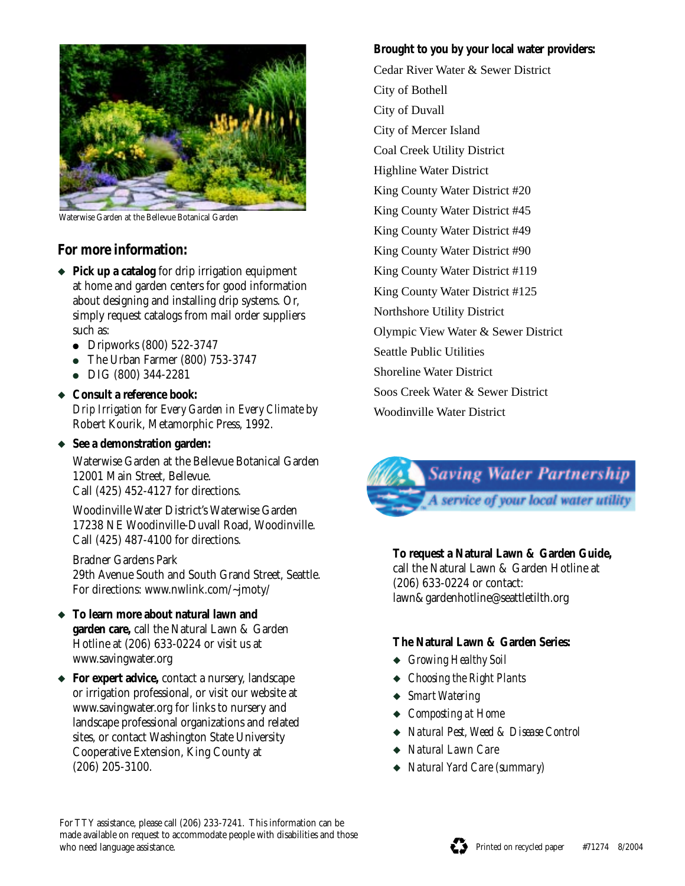Waterwise Garden at the Bellevue Botanical Garden

## For more information:

- **Pick up a catalog** for drip irrigation equipment at home and garden centers for good information about designing and installing drip systems. Or, simply request catalogs from mail order suppliers such as:
  - Dripworks (800) 522-3747
  - The Urban Farmer (800) 753-3747
  - DIG (800) 344-2281
- **Consult a reference book:** *Drip Irrigation for Every Garden in Every Climate* by Robert Kourik, Metamorphic Press, 1992.
- **See a demonstration garden:**

  Waterwise Garden at the Bellevue Botanical Garden
  12001 Main Street, Bellevue.
  Call (425) 452-4127 for directions.

  Woodinville Water District's Waterwise Garden
  17238 NE Woodinville-Duvall Road, Woodinville.
  Call (425) 487-4100 for directions.

  Bradner Gardens Park
  29th Avenue South and South Grand Street, Seattle.
  For directions: www.nwlink.com/~jmoty/
- **To learn more about natural lawn and garden care,** call the Natural Lawn & Garden Hotline at (206) 633-0224 or visit us at www.savingwater.org
- **For expert advice,** contact a nursery, landscape or irrigation professional, or visit our website at www.savingwater.org for links to nursery and landscape professional organizations and related sites, or contact Washington State University Cooperative Extension, King County at (206) 205-3100.

**Brought to you by your local water providers:**

Cedar River Water & Sewer District
City of Bothell
City of Duvall
City of Mercer Island
Coal Creek Utility District
Highline Water District
King County Water District #20
King County Water District #45
King County Water District #49
King County Water District #90
King County Water District #119
King County Water District #125
Northshore Utility District
Olympic View Water & Sewer District
Seattle Public Utilities
Shoreline Water District
Soos Creek Water & Sewer District
Woodinville Water District

Saving Water Partnership
A service of your local water utility

**To request a Natural Lawn & Garden Guide,** call the Natural Lawn & Garden Hotline at (206) 633-0224 or contact: lawn&gardenhotline@seattletilth.org

**The Natural Lawn & Garden Series:**

- *Growing Healthy Soil*
- *Choosing the Right Plants*
- *Smart Watering*
- *Composting at Home*
- *Natural Pest, Weed & Disease Control*
- *Natural Lawn Care*
- *Natural Yard Care (summary)*

For TTY assistance, please call (206) 233-7241. This information can be made available on request to accommodate people with disabilities and those who need language assistance.

Printed on recycled paper #71274 8/2004